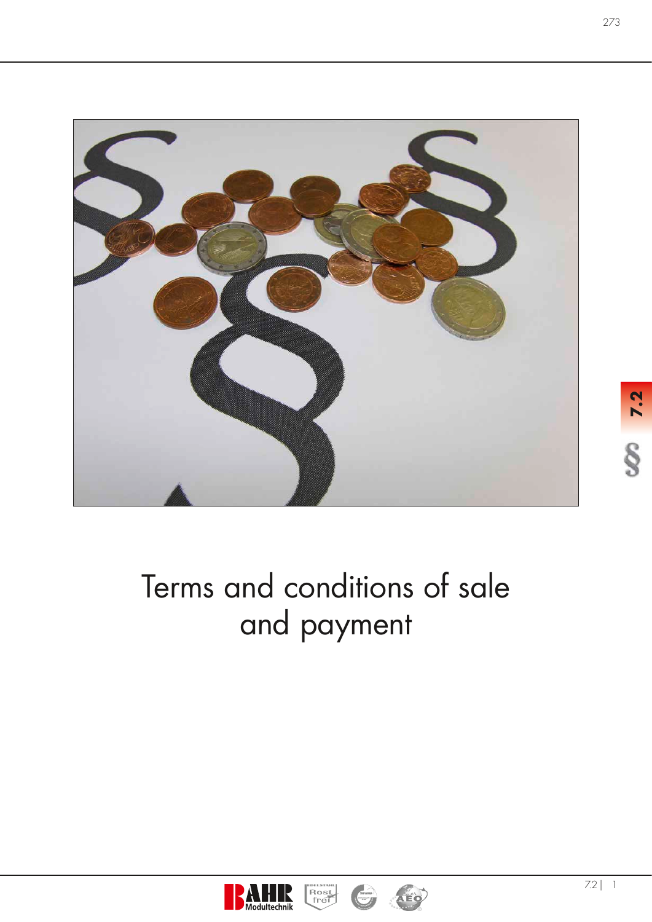# Terms and conditions of sale and payment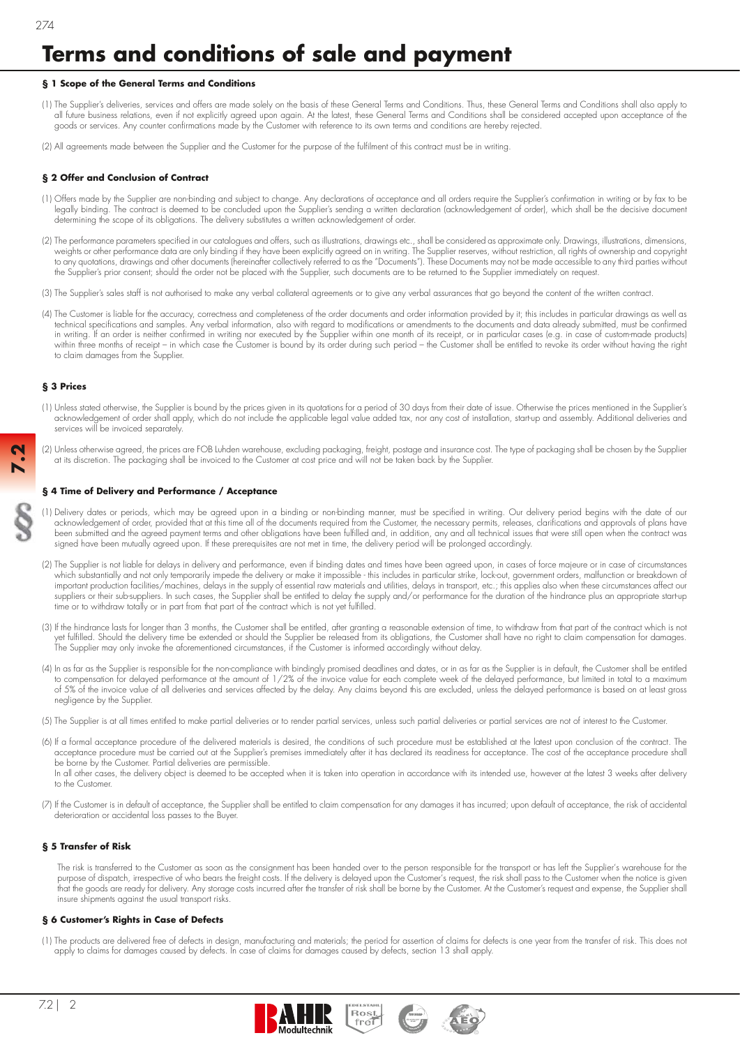# Terms and conditions of sale and payment

### § 1 Scope of the General Terms and Conditions

(1) The Supplier's deliveries, services and offers are made solely on the basis of these General Terms and Conditions. Thus, these General Terms and Conditions shall also apply to all future business relations, even if not explicitly agreed upon again. At the latest, these General Terms and Conditions shall be considered accepted upon acceptance of the goods or services. Any counter confirmations made by the Customer with reference to its own terms and conditions are hereby rejected.

(2) All agreements made between the Supplier and the Customer for the purpose of the fulfilment of this contract must be in writing.

### § 2 Offer and Conclusion of Contract

(1) Offers made by the Supplier are non-binding and subject to change. Any declarations of acceptance and all orders require the Supplier's confirmation in writing or by fax to be legally binding. The contract is deemed to be concluded upon the Supplier's sending a written declaration (acknowledgement of order), which shall be the decisive document determining the scope of its obligations. The delivery substitutes a written acknowledgement of order.

(2) The performance parameters specified in our catalogues and offers, such as illustrations, drawings etc., shall be considered as approximate only. Drawings, illustrations, dimensions, weights or other performance data are only binding if they have been explicitly agreed on in writing. The Supplier reserves, without restriction, all rights of ownership and copyright to any quotations, drawings and other documents (hereinafter collectively referred to as the "Documents"). These Documents may not be made accessible to any third parties without the Supplier's prior consent; should the order not be placed with the Supplier, such documents are to be returned to the Supplier immediately on request.

(3) The Supplier's sales staff is not authorised to make any verbal collateral agreements or to give any verbal assurances that go beyond the content of the written contract.

(4) The Customer is liable for the accuracy, correctness and completeness of the order documents and order information provided by it; this includes in particular drawings as well as technical specifications and samples. Any verbal information, also with regard to modifications or amendments to the documents and data already submitted, must be confirmed in writing. If an order is neither confirmed in writing nor executed by the Supplier within one month of its receipt, or in particular cases (e.g. in case of custom-made products) within three months of receipt – in which case the Customer is bound by its order during such period – the Customer shall be entitled to revoke its order without having the right to claim damages from the Supplier.

### § 3 Prices

(1) Unless stated otherwise, the Supplier is bound by the prices given in its quotations for a period of 30 days from their date of issue. Otherwise the prices mentioned in the Supplier's acknowledgement of order shall apply, which do not include the applicable legal value added tax, nor any cost of installation, start-up and assembly. Additional deliveries and services will be invoiced separately.

(2) Unless otherwise agreed, the prices are FOB Luhden warehouse, excluding packaging, freight, postage and insurance cost. The type of packaging shall be chosen by the Supplier at its discretion. The packaging shall be invoiced to the Customer at cost price and will not be taken back by the Supplier.

### § 4 Time of Delivery and Performance / Acceptance

(1) Delivery dates or periods, which may be agreed upon in a binding or non-binding manner, must be specified in writing. Our delivery period begins with the date of our acknowledgement of order, provided that at this time all of the documents required from the Customer, the necessary permits, releases, clarifications and approvals of plans have been submitted and the agreed payment terms and other obligations have been fulfilled and, in addition, any and all technical issues that were still open when the contract was signed have been mutually agreed upon. If these prerequisites are not met in time, the delivery period will be prolonged accordingly.

(2) The Supplier is not liable for delays in delivery and performance, even if binding dates and times have been agreed upon, in cases of force majeure or in case of circumstances which substantially and not only temporarily impede the delivery or make it impossible - this includes in particular strike, lock-out, government orders, malfunction or breakdown of important production facilities/machines, delays in the supply of essential raw materials and utilities, delays in transport, etc.; this applies also when these circumstances affect our suppliers or their sub-suppliers. In such cases, the Supplier shall be entitled to delay the supply and/or performance for the duration of the hindrance plus an appropriate start-up time or to withdraw totally or in part from that part of the contract which is not yet fulfilled.

(3) If the hindrance lasts for longer than 3 months, the Customer shall be entitled, after granting a reasonable extension of time, to withdraw from that part of the contract which is not yet fulfilled. Should the delivery time be extended or should the Supplier be released from its obligations, the Customer shall have no right to claim compensation for damages. The Supplier may only invoke the aforementioned circumstances, if the Customer is informed accordingly without delay.

(4) In as far as the Supplier is responsible for the non-compliance with bindingly promised deadlines and dates, or in as far as the Supplier is in default, the Customer shall be entitled to compensation for delayed performance at the amount of 1/2% of the invoice value for each complete week of the delayed performance, but limited in total to a maximum of 5% of the invoice value of all deliveries and services affected by the delay. Any claims beyond this are excluded, unless the delayed performance is based on at least gross negligence by the Supplier.

(5) The Supplier is at all times entitled to make partial deliveries or to render partial services, unless such partial deliveries or partial services are not of interest to the Customer.

(6) If a formal acceptance procedure of the delivered materials is desired, the conditions of such procedure must be established at the latest upon conclusion of the contract. The acceptance procedure must be carried out at the Supplier's premises immediately after it has declared its readiness for acceptance. The cost of the acceptance procedure shall be borne by the Customer. Partial deliveries are permissible.
In all other cases, the delivery object is deemed to be accepted when it is taken into operation in accordance with its intended use, however at the latest 3 weeks after delivery to the Customer.

(7) If the Customer is in default of acceptance, the Supplier shall be entitled to claim compensation for any damages it has incurred; upon default of acceptance, the risk of accidental deterioration or accidental loss passes to the Buyer.

### § 5 Transfer of Risk

The risk is transferred to the Customer as soon as the consignment has been handed over to the person responsible for the transport or has left the Supplier's warehouse for the purpose of dispatch, irrespective of who bears the freight costs. If the delivery is delayed upon the Customer's request, the risk shall pass to the Customer when the notice is given that the goods are ready for delivery. Any storage costs incurred after the transfer of risk shall be borne by the Customer. At the Customer's request and expense, the Supplier shall insure shipments against the usual transport risks.

### § 6 Customer's Rights in Case of Defects

(1) The products are delivered free of defects in design, manufacturing and materials; the period for assertion of claims for defects is one year from the transfer of risk. This does not apply to claims for damages caused by defects. In case of claims for damages caused by defects, section 13 shall apply.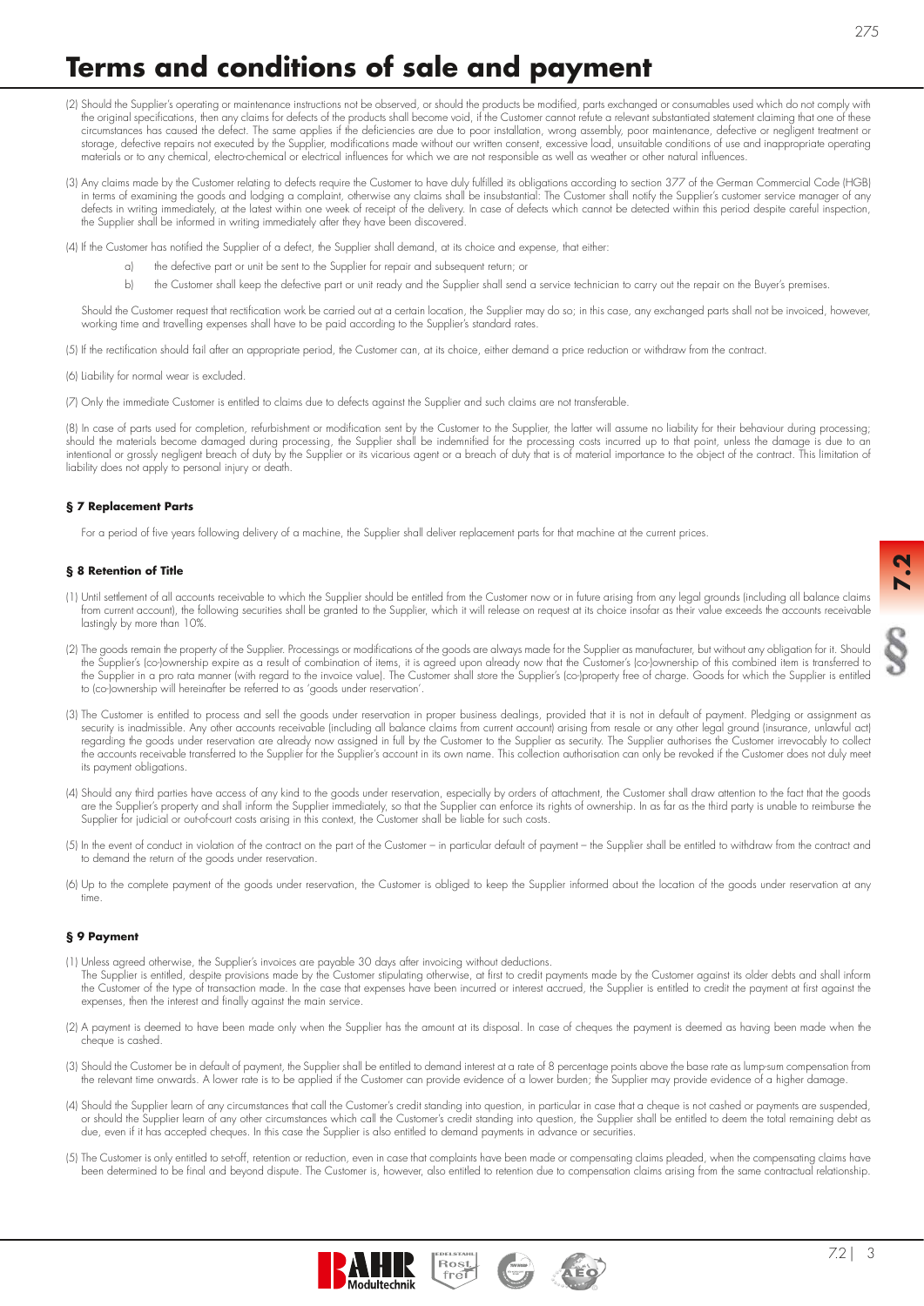# Terms and conditions of sale and payment

(2) Should the Supplier's operating or maintenance instructions not be observed, or should the products be modified, parts exchanged or consumables used which do not comply with the original specifications, then any claims for defects of the products shall become void, if the Customer cannot refute a relevant substantiated statement claiming that one of these circumstances has caused the defect. The same applies if the deficiencies are due to poor installation, wrong assembly, poor maintenance, defective or negligent treatment or storage, defective repairs not executed by the Supplier, modifications made without our written consent, excessive load, unsuitable conditions of use and inappropriate operating materials or to any chemical, electro-chemical or electrical influences for which we are not responsible as well as weather or other natural influences.

(3) Any claims made by the Customer relating to defects require the Customer to have duly fulfilled its obligations according to section 377 of the German Commercial Code (HGB) in terms of examining the goods and lodging a complaint, otherwise any claims shall be insubstantial: The Customer shall notify the Supplier's customer service manager of any defects in writing immediately, at the latest within one week of receipt of the delivery. In case of defects which cannot be detected within this period despite careful inspection, the Supplier shall be informed in writing immediately after they have been discovered.

(4) If the Customer has notified the Supplier of a defect, the Supplier shall demand, at its choice and expense, that either:

a) the defective part or unit be sent to the Supplier for repair and subsequent return; or

b) the Customer shall keep the defective part or unit ready and the Supplier shall send a service technician to carry out the repair on the Buyer's premises.

Should the Customer request that rectification work be carried out at a certain location, the Supplier may do so; in this case, any exchanged parts shall not be invoiced, however, working time and travelling expenses shall have to be paid according to the Supplier's standard rates.

(5) If the rectification should fail after an appropriate period, the Customer can, at its choice, either demand a price reduction or withdraw from the contract.

(6) Liability for normal wear is excluded.

(7) Only the immediate Customer is entitled to claims due to defects against the Supplier and such claims are not transferable.

(8) In case of parts used for completion, refurbishment or modification sent by the Customer to the Supplier, the latter will assume no liability for their behaviour during processing; should the materials become damaged during processing, the Supplier shall be indemnified for the processing costs incurred up to that point, unless the damage is due to an intentional or grossly negligent breach of duty by the Supplier or its vicarious agent or a breach of duty that is of material importance to the object of the contract. This limitation of liability does not apply to personal injury or death.

#### § 7 Replacement Parts

For a period of five years following delivery of a machine, the Supplier shall deliver replacement parts for that machine at the current prices.

#### § 8 Retention of Title

(1) Until settlement of all accounts receivable to which the Supplier should be entitled from the Customer now or in future arising from any legal grounds (including all balance claims from current account), the following securities shall be granted to the Supplier, which it will release on request at its choice insofar as their value exceeds the accounts receivable lastingly by more than 10%.

(2) The goods remain the property of the Supplier. Processings or modifications of the goods are always made for the Supplier as manufacturer, but without any obligation for it. Should the Supplier's (co-)ownership expire as a result of combination of items, it is agreed upon already now that the Customer's (co-)ownership of this combined item is transferred to the Supplier in a pro rata manner (with regard to the invoice value). The Customer shall store the Supplier's (co-)property free of charge. Goods for which the Supplier is entitled to (co-)ownership will hereinafter be referred to as 'goods under reservation'.

(3) The Customer is entitled to process and sell the goods under reservation in proper business dealings, provided that it is not in default of payment. Pledging or assignment as security is inadmissible. Any other accounts receivable (including all balance claims from current account) arising from resale or any other legal ground (insurance, unlawful act) regarding the goods under reservation are already now assigned in full by the Customer to the Supplier as security. The Supplier authorises the Customer irrevocably to collect the accounts receivable transferred to the Supplier for the Supplier's account in its own name. This collection authorisation can only be revoked if the Customer does not duly meet its payment obligations.

(4) Should any third parties have access of any kind to the goods under reservation, especially by orders of attachment, the Customer shall draw attention to the fact that the goods are the Supplier's property and shall inform the Supplier immediately, so that the Supplier can enforce its rights of ownership. In as far as the third party is unable to reimburse the Supplier for judicial or out-of-court costs arising in this context, the Customer shall be liable for such costs.

(5) In the event of conduct in violation of the contract on the part of the Customer – in particular default of payment – the Supplier shall be entitled to withdraw from the contract and to demand the return of the goods under reservation.

(6) Up to the complete payment of the goods under reservation, the Customer is obliged to keep the Supplier informed about the location of the goods under reservation at any time.

#### § 9 Payment

(1) Unless agreed otherwise, the Supplier's invoices are payable 30 days after invoicing without deductions.
The Supplier is entitled, despite provisions made by the Customer stipulating otherwise, at first to credit payments made by the Customer against its older debts and shall inform the Customer of the type of transaction made. In the case that expenses have been incurred or interest accrued, the Supplier is entitled to credit the payment at first against the expenses, then the interest and finally against the main service.

(2) A payment is deemed to have been made only when the Supplier has the amount at its disposal. In case of cheques the payment is deemed as having been made when the cheque is cashed.

(3) Should the Customer be in default of payment, the Supplier shall be entitled to demand interest at a rate of 8 percentage points above the base rate as lump-sum compensation from the relevant time onwards. A lower rate is to be applied if the Customer can provide evidence of a lower burden; the Supplier may provide evidence of a higher damage.

(4) Should the Supplier learn of any circumstances that call the Customer's credit standing into question, in particular in case that a cheque is not cashed or payments are suspended, or should the Supplier learn of any other circumstances which call the Customer's credit standing into question, the Supplier shall be entitled to deem the total remaining debt as due, even if it has accepted cheques. In this case the Supplier is also entitled to demand payments in advance or securities.

(5) The Customer is only entitled to set-off, retention or reduction, even in case that complaints have been made or compensating claims pleaded, when the compensating claims have been determined to be final and beyond dispute. The Customer is, however, also entitled to retention due to compensation claims arising from the same contractual relationship.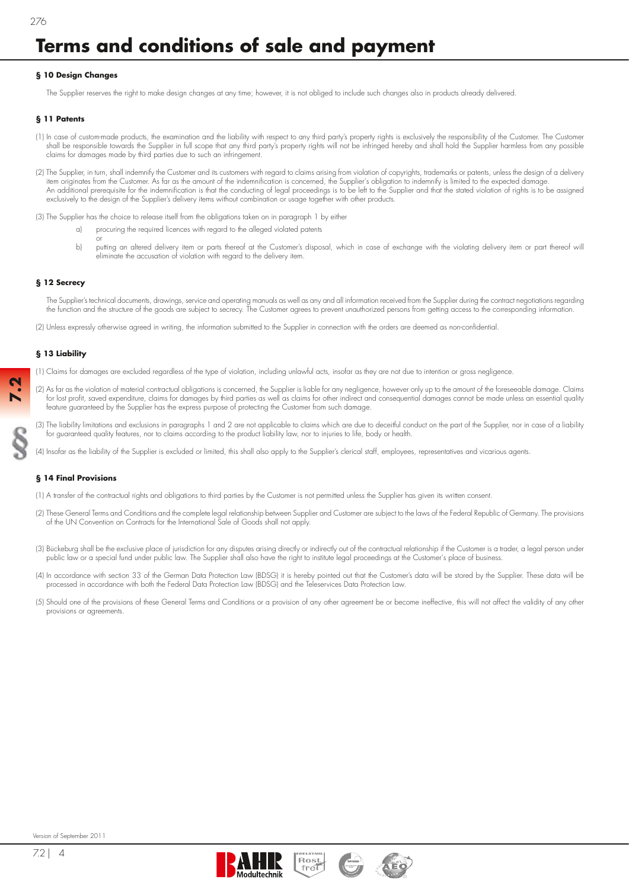# Terms and conditions of sale and payment

### § 10 Design Changes

The Supplier reserves the right to make design changes at any time; however, it is not obliged to include such changes also in products already delivered.

### § 11 Patents

(1) In case of custom-made products, the examination and the liability with respect to any third party's property rights is exclusively the responsibility of the Customer. The Customer shall be responsible towards the Supplier in full scope that any third party's property rights will not be infringed hereby and shall hold the Supplier harmless from any possible claims for damages made by third parties due to such an infringement.

(2) The Supplier, in turn, shall indemnify the Customer and its customers with regard to claims arising from violation of copyrights, trademarks or patents, unless the design of a delivery item originates from the Customer. As far as the amount of the indemnification is concerned, the Supplier's obligation to indemnify is limited to the expected damage. An additional prerequisite for the indemnification is that the conducting of legal proceedings is to be left to the Supplier and that the stated violation of rights is to be assigned exclusively to the design of the Supplier's delivery items without combination or usage together with other products.

(3) The Supplier has the choice to release itself from the obligations taken on in paragraph 1 by either

a) procuring the required licences with regard to the alleged violated patents
or
b) putting an altered delivery item or parts thereof at the Customer's disposal, which in case of exchange with the violating delivery item or part thereof will eliminate the accusation of violation with regard to the delivery item.

### § 12 Secrecy

The Supplier's technical documents, drawings, service and operating manuals as well as any and all information received from the Supplier during the contract negotiations regarding the function and the structure of the goods are subject to secrecy. The Customer agrees to prevent unauthorized persons from getting access to the corresponding information.

(2) Unless expressly otherwise agreed in writing, the information submitted to the Supplier in connection with the orders are deemed as non-confidential.

### § 13 Liability

(1) Claims for damages are excluded regardless of the type of violation, including unlawful acts, insofar as they are not due to intention or gross negligence.

(2) As far as the violation of material contractual obligations is concerned, the Supplier is liable for any negligence, however only up to the amount of the foreseeable damage. Claims for lost profit, saved expenditure, claims for damages by third parties as well as claims for other indirect and consequential damages cannot be made unless an essential quality feature guaranteed by the Supplier has the express purpose of protecting the Customer from such damage.

(3) The liability limitations and exclusions in paragraphs 1 and 2 are not applicable to claims which are due to deceitful conduct on the part of the Supplier, nor in case of a liability for guaranteed quality features, nor to claims according to the product liability law, nor to injuries to life, body or health.

(4) Insofar as the liability of the Supplier is excluded or limited, this shall also apply to the Supplier's clerical staff, employees, representatives and vicarious agents.

### § 14 Final Provisions

(1) A transfer of the contractual rights and obligations to third parties by the Customer is not permitted unless the Supplier has given its written consent.

(2) These General Terms and Conditions and the complete legal relationship between Supplier and Customer are subject to the laws of the Federal Republic of Germany. The provisions of the UN Convention on Contracts for the International Sale of Goods shall not apply.

(3) Bückeburg shall be the exclusive place of jurisdiction for any disputes arising directly or indirectly out of the contractual relationship if the Customer is a trader, a legal person under public law or a special fund under public law. The Supplier shall also have the right to institute legal proceedings at the Customer's place of business.

(4) In accordance with section 33 of the German Data Protection Law (BDSG) it is hereby pointed out that the Customer's data will be stored by the Supplier. These data will be processed in accordance with both the Federal Data Protection Law (BDSG) and the Teleservices Data Protection Law.

(5) Should one of the provisions of these General Terms and Conditions or a provision of any other agreement be or become ineffective, this will not affect the validity of any other provisions or agreements.

Version of September 2011